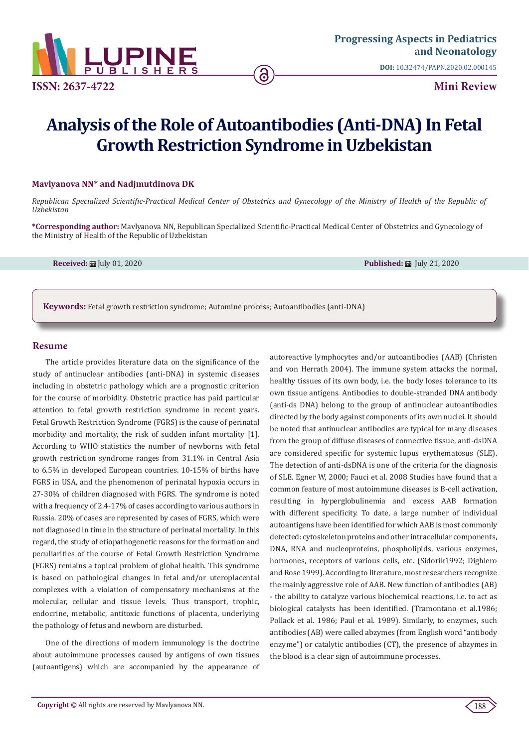# Analysis of the Role of Autoantibodies (Anti-DNA) In Fetal Growth Restriction Syndrome in Uzbekistan

**Mavlyanova NN\* and Nadjmutdinova DK**

*Republican Specialized Scientific-Practical Medical Center of Obstetrics and Gynecology of the Ministry of Health of the Republic of Uzbekistan*

**\*Corresponding author:** Mavlyanova NN, Republican Specialized Scientific-Practical Medical Center of Obstetrics and Gynecology of the Ministry of Health of the Republic of Uzbekistan

**Received:** July 01, 2020

**Published:** July 21, 2020

**Keywords:** Fetal growth restriction syndrome; Automine process; Autoantibodies (anti-DNA)

## Resume

The article provides literature data on the significance of the study of antinuclear antibodies (anti-DNA) in systemic diseases including in obstetric pathology which are a prognostic criterion for the course of morbidity. Obstetric practice has paid particular attention to fetal growth restriction syndrome in recent years. Fetal Growth Restriction Syndrome (FGRS) is the cause of perinatal morbidity and mortality, the risk of sudden infant mortality [1]. According to WHO statistics the number of newborns with fetal growth restriction syndrome ranges from 31.1% in Central Asia to 6.5% in developed European countries. 10-15% of births have FGRS in USA, and the phenomenon of perinatal hypoxia occurs in 27-30% of children diagnosed with FGRS. The syndrome is noted with a frequency of 2.4-17% of cases according to various authors in Russia. 20% of cases are represented by cases of FGRS, which were not diagnosed in time in the structure of perinatal mortality. In this regard, the study of etiopathogenetic reasons for the formation and peculiarities of the course of Fetal Growth Restriction Syndrome (FGRS) remains a topical problem of global health. This syndrome is based on pathological changes in fetal and/or uteroplacental complexes with a violation of compensatory mechanisms at the molecular, cellular and tissue levels. Thus transport, trophic, endocrine, metabolic, antitoxic functions of placenta, underlying the pathology of fetus and newborn are disturbed.

One of the directions of modern immunology is the doctrine about autoimmune processes caused by antigens of own tissues (autoantigens) which are accompanied by the appearance of autoreactive lymphocytes and/or autoantibodies (AAB) (Christen and von Herrath 2004). The immune system attacks the normal, healthy tissues of its own body, i.e. the body loses tolerance to its own tissue antigens. Antibodies to double-stranded DNA antibody (anti-ds DNA) belong to the group of antinuclear autoantibodies directed by the body against components of its own nuclei. It should be noted that antinuclear antibodies are typical for many diseases from the group of diffuse diseases of connective tissue, anti-dsDNA are considered specific for systemic lupus erythematosus (SLE). The detection of anti-dsDNA is one of the criteria for the diagnosis of SLE. Egner W, 2000; Fauci et al. 2008 Studies have found that a common feature of most autoimmune diseases is B-cell activation, resulting in hyperglobulinemia and excess AAB formation with different specificity. To date, a large number of individual autoantigens have been identified for which AAB is most commonly detected: cytoskeleton proteins and other intracellular components, DNA, RNA and nucleoproteins, phospholipids, various enzymes, hormones, receptors of various cells, etc. (Sidorik1992; Dighiero and Rose 1999). According to literature, most researchers recognize the mainly aggressive role of AAB. New function of antibodies (AB) - the ability to catalyze various biochemical reactions, i.e. to act as biological catalysts has been identified. (Tramontano et al.1986; Pollack et al. 1986; Paul et al. 1989). Similarly, to enzymes, such antibodies (AB) were called abzymes (from English word "antibody enzyme") or catalytic antibodies (CT), the presence of abzymes in the blood is a clear sign of autoimmune processes.

**Copyright ©** All rights are reserved by Mavlyanova NN.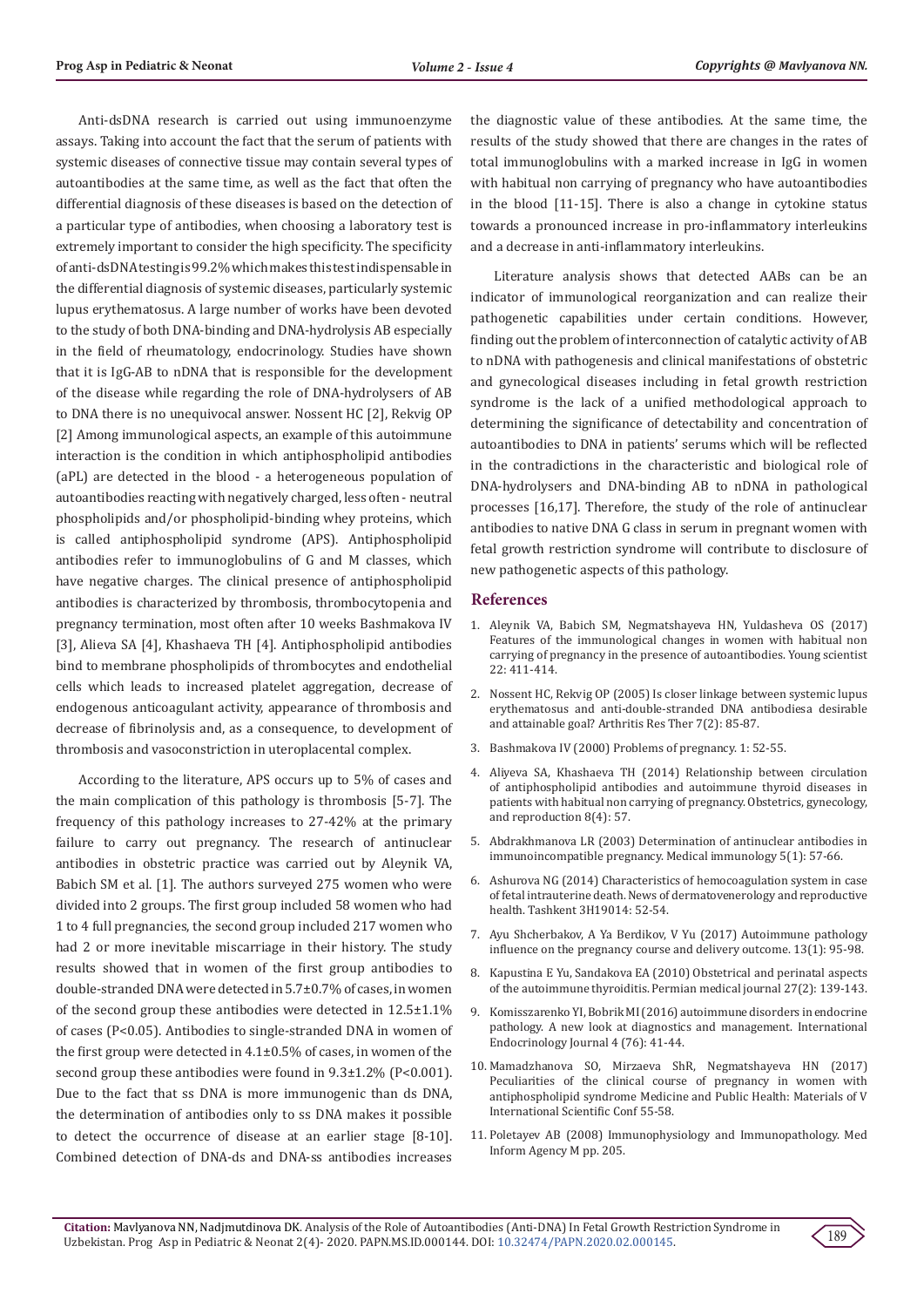Anti-dsDNA research is carried out using immunoenzyme assays. Taking into account the fact that the serum of patients with systemic diseases of connective tissue may contain several types of autoantibodies at the same time, as well as the fact that often the differential diagnosis of these diseases is based on the detection of a particular type of antibodies, when choosing a laboratory test is extremely important to consider the high specificity. The specificity of anti-dsDNA testing is 99.2% which makes this test indispensable in the differential diagnosis of systemic diseases, particularly systemic lupus erythematosus. A large number of works have been devoted to the study of both DNA-binding and DNA-hydrolysis AB especially in the field of rheumatology, endocrinology. Studies have shown that it is IgG-AB to nDNA that is responsible for the development of the disease while regarding the role of DNA-hydrolysers of AB to DNA there is no unequivocal answer. Nossent HC [2], Rekvig OP [2] Among immunological aspects, an example of this autoimmune interaction is the condition in which antiphospholipid antibodies (aPL) are detected in the blood - a heterogeneous population of autoantibodies reacting with negatively charged, less often - neutral phospholipids and/or phospholipid-binding whey proteins, which is called antiphospholipid syndrome (APS). Antiphospholipid antibodies refer to immunoglobulins of G and M classes, which have negative charges. The clinical presence of antiphospholipid antibodies is characterized by thrombosis, thrombocytopenia and pregnancy termination, most often after 10 weeks Bashmakova IV [3], Alieva SA [4], Khashaeva TH [4]. Antiphospholipid antibodies bind to membrane phospholipids of thrombocytes and endothelial cells which leads to increased platelet aggregation, decrease of endogenous anticoagulant activity, appearance of thrombosis and decrease of fibrinolysis and, as a consequence, to development of thrombosis and vasoconstriction in uteroplacental complex.

According to the literature, APS occurs up to 5% of cases and the main complication of this pathology is thrombosis [5-7]. The frequency of this pathology increases to 27-42% at the primary failure to carry out pregnancy. The research of antinuclear antibodies in obstetric practice was carried out by Aleynik VA, Babich SM et al. [1]. The authors surveyed 275 women who were divided into 2 groups. The first group included 58 women who had 1 to 4 full pregnancies, the second group included 217 women who had 2 or more inevitable miscarriage in their history. The study results showed that in women of the first group antibodies to double-stranded DNA were detected in 5.7±0.7% of cases, in women of the second group these antibodies were detected in 12.5±1.1% of cases ($P<0.05$). Antibodies to single-stranded DNA in women of the first group were detected in 4.1±0.5% of cases, in women of the second group these antibodies were found in 9.3±1.2% ($P<0.001$). Due to the fact that ss DNA is more immunogenic than ds DNA, the determination of antibodies only to ss DNA makes it possible to detect the occurrence of disease at an earlier stage [8-10]. Combined detection of DNA-ds and DNA-ss antibodies increases the diagnostic value of these antibodies. At the same time, the results of the study showed that there are changes in the rates of total immunoglobulins with a marked increase in IgG in women with habitual non carrying of pregnancy who have autoantibodies in the blood [11-15]. There is also a change in cytokine status towards a pronounced increase in pro-inflammatory interleukins and a decrease in anti-inflammatory interleukins.

Literature analysis shows that detected AABs can be an indicator of immunological reorganization and can realize their pathogenetic capabilities under certain conditions. However, finding out the problem of interconnection of catalytic activity of AB to nDNA with pathogenesis and clinical manifestations of obstetric and gynecological diseases including in fetal growth restriction syndrome is the lack of a unified methodological approach to determining the significance of detectability and concentration of autoantibodies to DNA in patients' serums which will be reflected in the contradictions in the characteristic and biological role of DNA-hydrolysers and DNA-binding AB to nDNA in pathological processes [16,17]. Therefore, the study of the role of antinuclear antibodies to native DNA G class in serum in pregnant women with fetal growth restriction syndrome will contribute to disclosure of new pathogenetic aspects of this pathology.

## References

1. Aleynik VA, Babich SM, Negmatshayeva HN, Yuldasheva OS (2017) Features of the immunological changes in women with habitual non carrying of pregnancy in the presence of autoantibodies. Young scientist 22: 411-414.
2. Nossent HC, Rekvig OP (2005) Is closer linkage between systemic lupus erythematosus and anti-double-stranded DNA antibodiesa desirable and attainable goal? Arthritis Res Ther 7(2): 85-87.
3. Bashmakova IV (2000) Problems of pregnancy. 1: 52-55.
4. Aliyeva SA, Khashaeva TH (2014) Relationship between circulation of antiphospholipid antibodies and autoimmune thyroid diseases in patients with habitual non carrying of pregnancy. Obstetrics, gynecology, and reproduction 8(4): 57.
5. Abdrakhmanova LR (2003) Determination of antinuclear antibodies in immunoincompatible pregnancy. Medical immunology 5(1): 57-66.
6. Ashurova NG (2014) Characteristics of hemocoagulation system in case of fetal intrauterine death. News of dermatovenerology and reproductive health. Tashkent 3H19014: 52-54.
7. Ayu Shcherbakov, A Ya Berdikov, V Yu (2017) Autoimmune pathology influence on the pregnancy course and delivery outcome. 13(1): 95-98.
8. Kapustina E Yu, Sandakova EA (2010) Obstetrical and perinatal aspects of the autoimmune thyroiditis. Permian medical journal 27(2): 139-143.
9. Komisszarenko YI, Bobrik MI (2016) autoimmune disorders in endocrine pathology. A new look at diagnostics and management. International Endocrinology Journal 4 (76): 41-44.
10. Mamadzhanova SO, Mirzaeva ShR, Negmatshayeva HN (2017) Peculiarities of the clinical course of pregnancy in women with antiphospholipid syndrome Medicine and Public Health: Materials of V International Scientific Conf 55-58.
11. Poletayev AB (2008) Immunophysiology and Immunopathology. Med Inform Agency M pp. 205.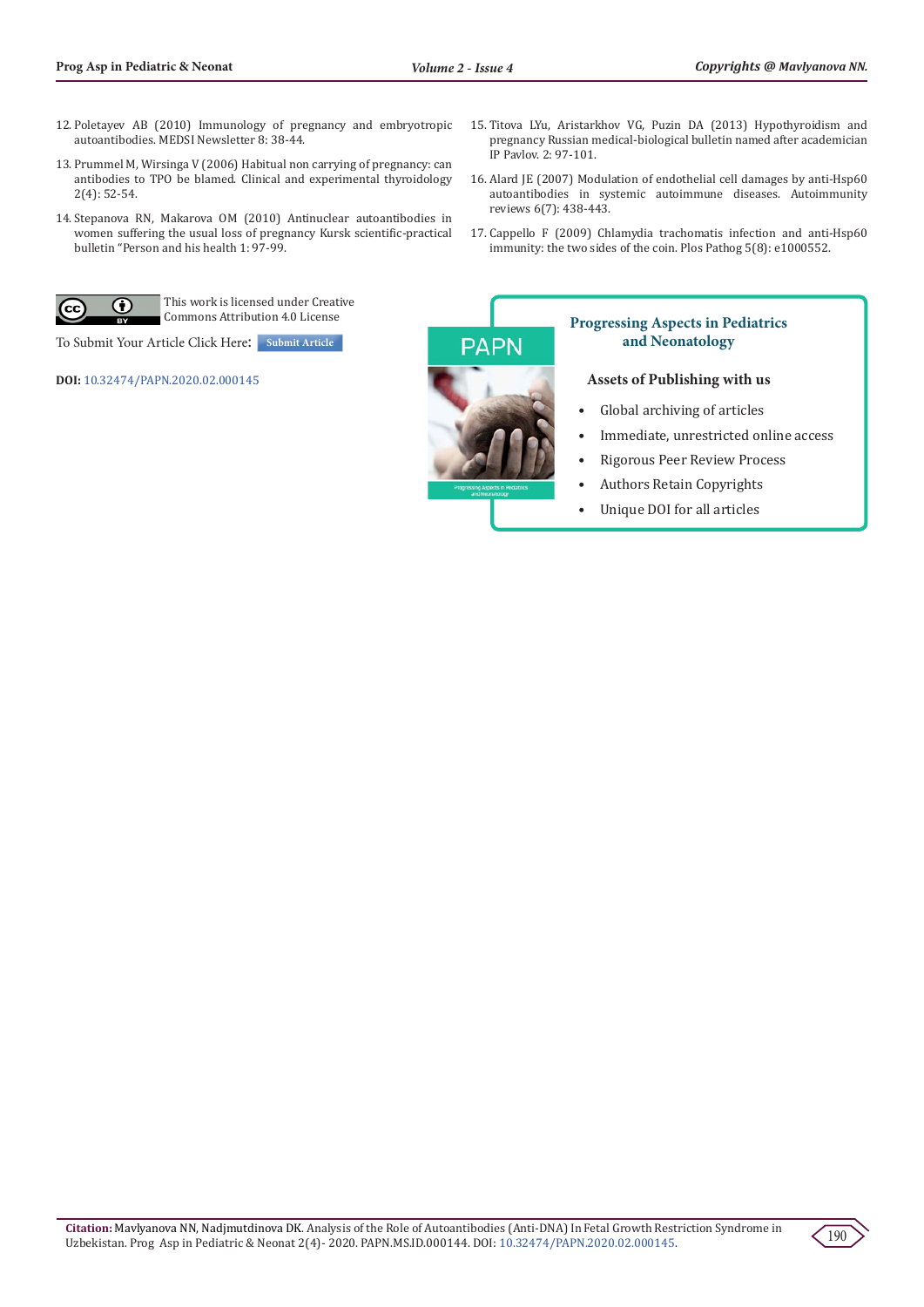12. Poletayev AB (2010) Immunology of pregnancy and embryotropic autoantibodies. MEDSI Newsletter 8: 38-44.

13. Prummel M, Wirsinga V (2006) Habitual non carrying of pregnancy: can antibodies to TPO be blamed. Clinical and experimental thyroidology 2(4): 52-54.

14. Stepanova RN, Makarova OM (2010) Antinuclear autoantibodies in women suffering the usual loss of pregnancy Kursk scientific-practical bulletin "Person and his health 1: 97-99.

15. Titova LYu, Aristarkhov VG, Puzin DA (2013) Hypothyroidism and pregnancy Russian medical-biological bulletin named after academician IP Pavlov. 2: 97-101.

16. Alard JE (2007) Modulation of endothelial cell damages by anti-Hsp60 autoantibodies in systemic autoimmune diseases. Autoimmunity reviews 6(7): 438-443.

17. Cappello F (2009) Chlamydia trachomatis infection and anti-Hsp60 immunity: the two sides of the coin. Plos Pathog 5(8): e1000552.

This work is licensed under Creative Commons Attribution 4.0 License

To Submit Your Article Click Here: Submit Article

**DOI:** 10.32474/PAPN.2020.02.000145

PAPN

**Progressing Aspects in Pediatrics and Neonatology**

**Assets of Publishing with us**

- Global archiving of articles
- Immediate, unrestricted online access
- Rigorous Peer Review Process
- Authors Retain Copyrights
- Unique DOI for all articles

**Citation:** Mavlyanova NN, Nadjmutdinova DK. Analysis of the Role of Autoantibodies (Anti-DNA) In Fetal Growth Restriction Syndrome in Uzbekistan. Prog Asp in Pediatric & Neonat 2(4)- 2020. PAPN.MS.ID.000144. DOI: 10.32474/PAPN.2020.02.000145.